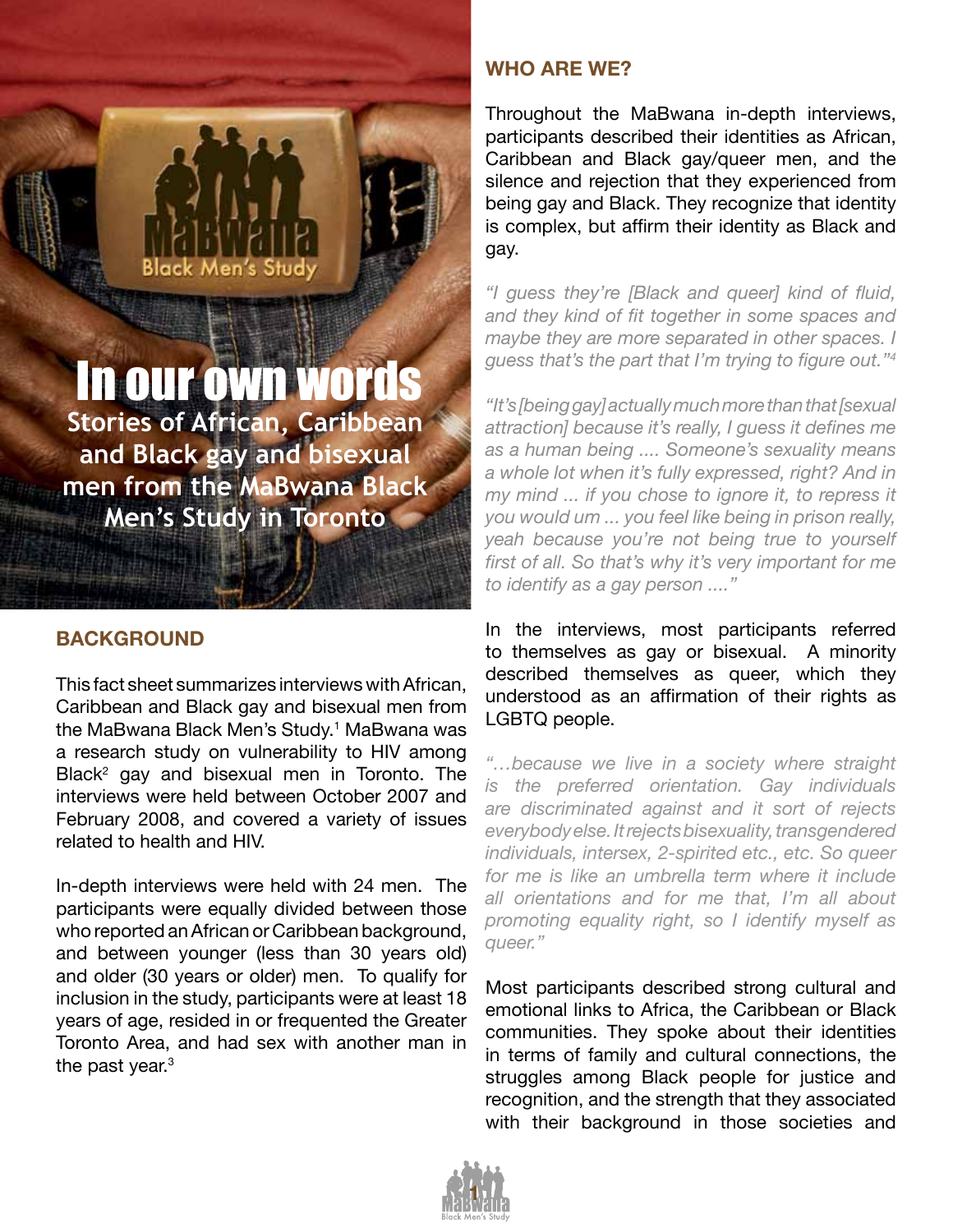# In our own words

## Stories of African, Caribbean and Black gay and bisexual men from the MaBwana Black Men's Study in Toronto

### BACKGROUND

This fact sheet summarizes interviews with African, Caribbean and Black gay and bisexual men from the MaBwana Black Men's Study.[1] MaBwana was a research study on vulnerability to HIV among Black[2] gay and bisexual men in Toronto. The interviews were held between October 2007 and February 2008, and covered a variety of issues related to health and HIV.

In-depth interviews were held with 24 men. The participants were equally divided between those who reported an African or Caribbean background, and between younger (less than 30 years old) and older (30 years or older) men. To qualify for inclusion in the study, participants were at least 18 years of age, resided in or frequented the Greater Toronto Area, and had sex with another man in the past year.[3]

### WHO ARE WE?

Throughout the MaBwana in-depth interviews, participants described their identities as African, Caribbean and Black gay/queer men, and the silence and rejection that they experienced from being gay and Black. They recognize that identity is complex, but affirm their identity as Black and gay.

*"I guess they're [Black and queer] kind of fluid, and they kind of fit together in some spaces and maybe they are more separated in other spaces. I guess that's the part that I'm trying to figure out."*[4]

*"It's [being gay] actually much more than that [sexual attraction] because it's really, I guess it defines me as a human being .... Someone's sexuality means a whole lot when it's fully expressed, right? And in my mind ... if you chose to ignore it, to repress it you would um ... you feel like being in prison really, yeah because you're not being true to yourself first of all. So that's why it's very important for me to identify as a gay person ...."*

In the interviews, most participants referred to themselves as gay or bisexual. A minority described themselves as queer, which they understood as an affirmation of their rights as LGBTQ people.

*"…because we live in a society where straight is the preferred orientation. Gay individuals are discriminated against and it sort of rejects everybody else. It rejects bisexuality, transgendered individuals, intersex, 2-spirited etc., etc. So queer for me is like an umbrella term where it include all orientations and for me that, I'm all about promoting equality right, so I identify myself as queer."*

Most participants described strong cultural and emotional links to Africa, the Caribbean or Black communities. They spoke about their identities in terms of family and cultural connections, the struggles among Black people for justice and recognition, and the strength that they associated with their background in those societies and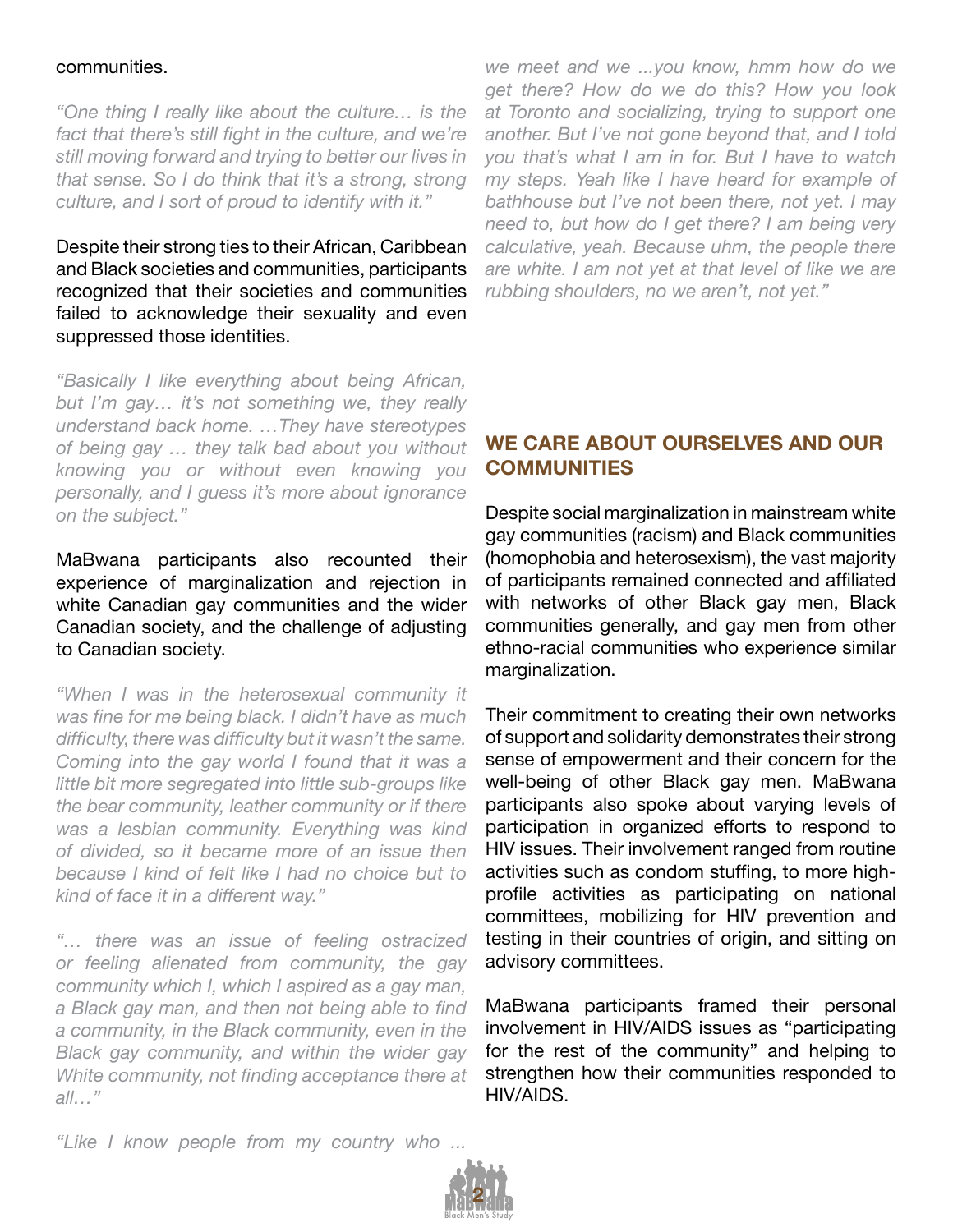communities.

*"One thing I really like about the culture… is the fact that there's still fight in the culture, and we're still moving forward and trying to better our lives in that sense. So I do think that it's a strong, strong culture, and I sort of proud to identify with it."*

Despite their strong ties to their African, Caribbean and Black societies and communities, participants recognized that their societies and communities failed to acknowledge their sexuality and even suppressed those identities.

*"Basically I like everything about being African, but I'm gay… it's not something we, they really understand back home. …They have stereotypes of being gay … they talk bad about you without knowing you or without even knowing you personally, and I guess it's more about ignorance on the subject."*

MaBwana participants also recounted their experience of marginalization and rejection in white Canadian gay communities and the wider Canadian society, and the challenge of adjusting to Canadian society.

*"When I was in the heterosexual community it was fine for me being black. I didn't have as much difficulty, there was difficulty but it wasn't the same. Coming into the gay world I found that it was a little bit more segregated into little sub-groups like the bear community, leather community or if there was a lesbian community. Everything was kind of divided, so it became more of an issue then because I kind of felt like I had no choice but to kind of face it in a different way."*

*"… there was an issue of feeling ostracized or feeling alienated from community, the gay community which I, which I aspired as a gay man, a Black gay man, and then not being able to find a community, in the Black community, even in the Black gay community, and within the wider gay White community, not finding acceptance there at all…"*

*"Like I know people from my country who ... we meet and we ...you know, hmm how do we get there? How do we do this? How you look at Toronto and socializing, trying to support one another. But I've not gone beyond that, and I told you that's what I am in for. But I have to watch my steps. Yeah like I have heard for example of bathhouse but I've not been there, not yet. I may need to, but how do I get there? I am being very calculative, yeah. Because uhm, the people there are white. I am not yet at that level of like we are rubbing shoulders, no we aren't, not yet."*

## WE CARE ABOUT OURSELVES AND OUR COMMUNITIES

Despite social marginalization in mainstream white gay communities (racism) and Black communities (homophobia and heterosexism), the vast majority of participants remained connected and affiliated with networks of other Black gay men, Black communities generally, and gay men from other ethno-racial communities who experience similar marginalization.

Their commitment to creating their own networks of support and solidarity demonstrates their strong sense of empowerment and their concern for the well-being of other Black gay men. MaBwana participants also spoke about varying levels of participation in organized efforts to respond to HIV issues. Their involvement ranged from routine activities such as condom stuffing, to more high-profile activities as participating on national committees, mobilizing for HIV prevention and testing in their countries of origin, and sitting on advisory committees.

MaBwana participants framed their personal involvement in HIV/AIDS issues as "participating for the rest of the community" and helping to strengthen how their communities responded to HIV/AIDS.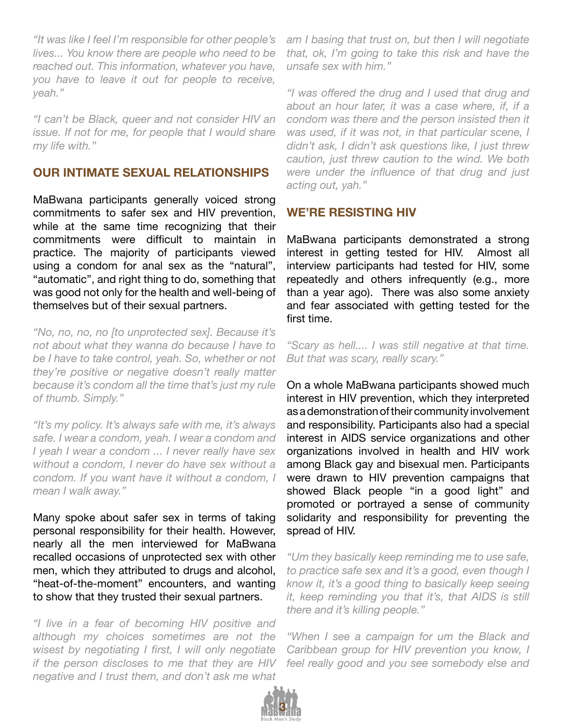*"It was like I feel I'm responsible for other people's lives... You know there are people who need to be reached out. This information, whatever you have, you have to leave it out for people to receive, yeah."*

*"I can't be Black, queer and not consider HIV an issue. If not for me, for people that I would share my life with."*

## OUR INTIMATE SEXUAL RELATIONSHIPS

MaBwana participants generally voiced strong commitments to safer sex and HIV prevention, while at the same time recognizing that their commitments were difficult to maintain in practice. The majority of participants viewed using a condom for anal sex as the "natural", "automatic", and right thing to do, something that was good not only for the health and well-being of themselves but of their sexual partners.

*"No, no, no, no [to unprotected sex]. Because it's not about what they wanna do because I have to be I have to take control, yeah. So, whether or not they're positive or negative doesn't really matter because it's condom all the time that's just my rule of thumb. Simply."*

*"It's my policy. It's always safe with me, it's always safe. I wear a condom, yeah. I wear a condom and I yeah I wear a condom ... I never really have sex without a condom, I never do have sex without a condom. If you want have it without a condom, I mean I walk away."*

Many spoke about safer sex in terms of taking personal responsibility for their health. However, nearly all the men interviewed for MaBwana recalled occasions of unprotected sex with other men, which they attributed to drugs and alcohol, "heat-of-the-moment" encounters, and wanting to show that they trusted their sexual partners.

*"I live in a fear of becoming HIV positive and although my choices sometimes are not the wisest by negotiating I first, I will only negotiate if the person discloses to me that they are HIV negative and I trust them, and don't ask me what am I basing that trust on, but then I will negotiate that, ok, I'm going to take this risk and have the unsafe sex with him."*

*"I was offered the drug and I used that drug and about an hour later, it was a case where, if, if a condom was there and the person insisted then it was used, if it was not, in that particular scene, I didn't ask, I didn't ask questions like, I just threw caution, just threw caution to the wind. We both were under the influence of that drug and just acting out, yah."*

## WE'RE RESISTING HIV

MaBwana participants demonstrated a strong interest in getting tested for HIV. Almost all interview participants had tested for HIV, some repeatedly and others infrequently (e.g., more than a year ago). There was also some anxiety and fear associated with getting tested for the first time.

*"Scary as hell.... I was still negative at that time. But that was scary, really scary."*

On a whole MaBwana participants showed much interest in HIV prevention, which they interpreted as a demonstration of their community involvement and responsibility. Participants also had a special interest in AIDS service organizations and other organizations involved in health and HIV work among Black gay and bisexual men. Participants were drawn to HIV prevention campaigns that showed Black people "in a good light" and promoted or portrayed a sense of community solidarity and responsibility for preventing the spread of HIV.

*"Um they basically keep reminding me to use safe, to practice safe sex and it's a good, even though I know it, it's a good thing to basically keep seeing it, keep reminding you that it's, that AIDS is still there and it's killing people."*

*"When I see a campaign for um the Black and Caribbean group for HIV prevention you know, I feel really good and you see somebody else and*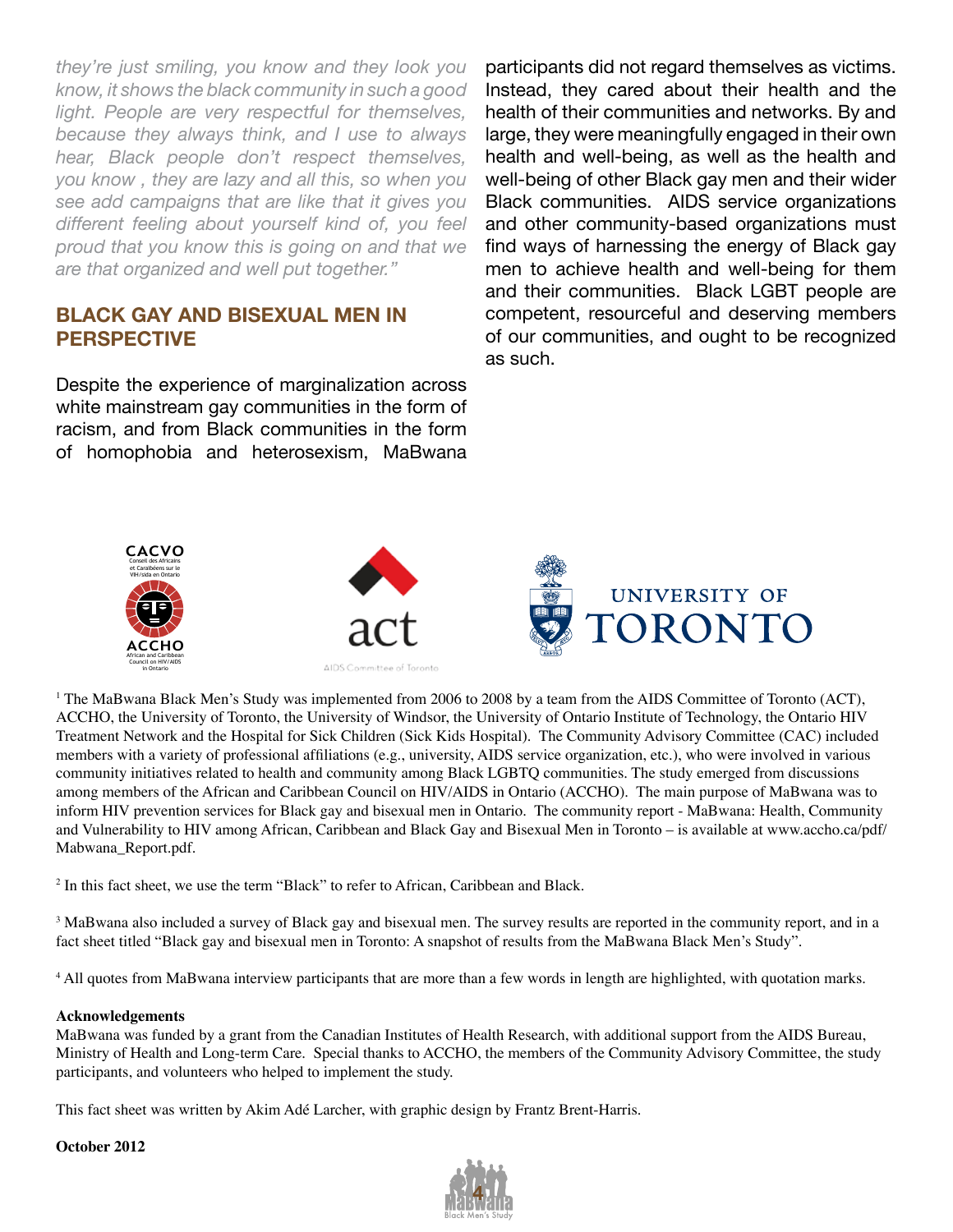*they're just smiling, you know and they look you know, it shows the black community in such a good light. People are very respectful for themselves, because they always think, and I use to always hear, Black people don't respect themselves, you know , they are lazy and all this, so when you see add campaigns that are like that it gives you different feeling about yourself kind of, you feel proud that you know this is going on and that we are that organized and well put together."*

## BLACK GAY AND BISEXUAL MEN IN PERSPECTIVE

Despite the experience of marginalization across white mainstream gay communities in the form of racism, and from Black communities in the form of homophobia and heterosexism, MaBwana participants did not regard themselves as victims. Instead, they cared about their health and the health of their communities and networks. By and large, they were meaningfully engaged in their own health and well-being, as well as the health and well-being of other Black gay men and their wider Black communities. AIDS service organizations and other community-based organizations must find ways of harnessing the energy of Black gay men to achieve health and well-being for them and their communities. Black LGBT people are competent, resourceful and deserving members of our communities, and ought to be recognized as such.

CACVO Conseil des Africains et Caribéens sur le VIH/sida en Ontario
ACCHO African and Caribbean Council on HIV/AIDS in Ontario

act AIDS Committee of Toronto

UNIVERSITY OF TORONTO

[1] The MaBwana Black Men's Study was implemented from 2006 to 2008 by a team from the AIDS Committee of Toronto (ACT), ACCHO, the University of Toronto, the University of Windsor, the University of Ontario Institute of Technology, the Ontario HIV Treatment Network and the Hospital for Sick Children (Sick Kids Hospital). The Community Advisory Committee (CAC) included members with a variety of professional affiliations (e.g., university, AIDS service organization, etc.), who were involved in various community initiatives related to health and community among Black LGBTQ communities. The study emerged from discussions among members of the African and Caribbean Council on HIV/AIDS in Ontario (ACCHO). The main purpose of MaBwana was to inform HIV prevention services for Black gay and bisexual men in Ontario. The community report - MaBwana: Health, Community and Vulnerability to HIV among African, Caribbean and Black Gay and Bisexual Men in Toronto – is available at www.accho.ca/pdf/Mabwana_Report.pdf.

[2] In this fact sheet, we use the term "Black" to refer to African, Caribbean and Black.

[3] MaBwana also included a survey of Black gay and bisexual men. The survey results are reported in the community report, and in a fact sheet titled "Black gay and bisexual men in Toronto: A snapshot of results from the MaBwana Black Men's Study".

[4] All quotes from MaBwana interview participants that are more than a few words in length are highlighted, with quotation marks.

**Acknowledgements**

MaBwana was funded by a grant from the Canadian Institutes of Health Research, with additional support from the AIDS Bureau, Ministry of Health and Long-term Care. Special thanks to ACCHO, the members of the Community Advisory Committee, the study participants, and volunteers who helped to implement the study.

This fact sheet was written by Akim Adé Larcher, with graphic design by Frantz Brent-Harris.

**October 2012**